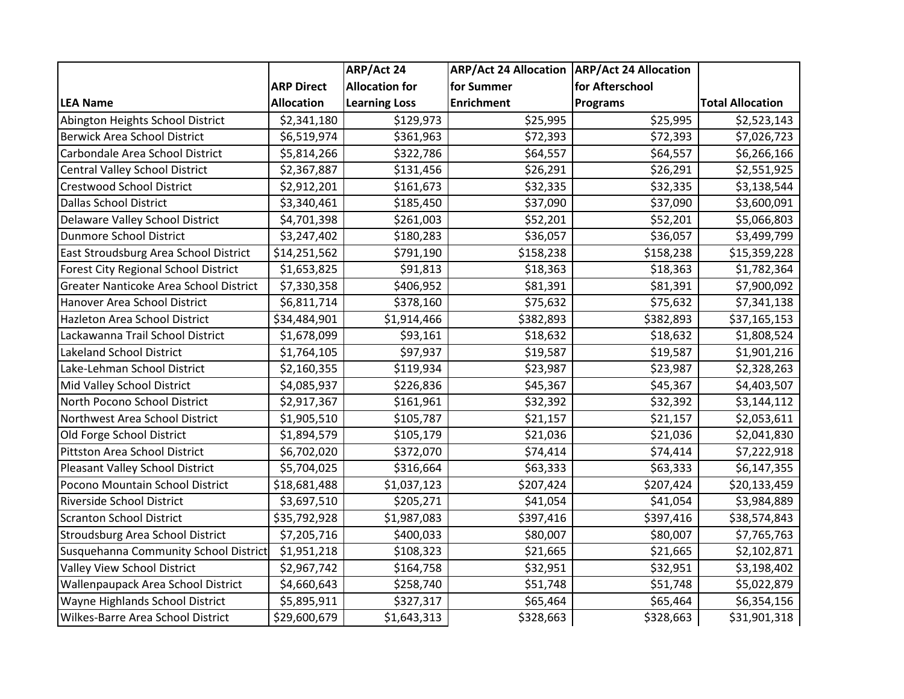| LEA Name | ARP Direct Allocation | ARP/Act 24 Allocation for Learning Loss | ARP/Act 24 Allocation for Summer Enrichment | ARP/Act 24 Allocation for Afterschool Programs | Total Allocation |
|---|---|---|---|---|---|
| Abington Heights School District | $2,341,180 | $129,973 | $25,995 | $25,995 | $2,523,143 |
| Berwick Area School District | $6,519,974 | $361,963 | $72,393 | $72,393 | $7,026,723 |
| Carbondale Area School District | $5,814,266 | $322,786 | $64,557 | $64,557 | $6,266,166 |
| Central Valley School District | $2,367,887 | $131,456 | $26,291 | $26,291 | $2,551,925 |
| Crestwood School District | $2,912,201 | $161,673 | $32,335 | $32,335 | $3,138,544 |
| Dallas School District | $3,340,461 | $185,450 | $37,090 | $37,090 | $3,600,091 |
| Delaware Valley School District | $4,701,398 | $261,003 | $52,201 | $52,201 | $5,066,803 |
| Dunmore School District | $3,247,402 | $180,283 | $36,057 | $36,057 | $3,499,799 |
| East Stroudsburg Area School District | $14,251,562 | $791,190 | $158,238 | $158,238 | $15,359,228 |
| Forest City Regional School District | $1,653,825 | $91,813 | $18,363 | $18,363 | $1,782,364 |
| Greater Nanticoke Area School District | $7,330,358 | $406,952 | $81,391 | $81,391 | $7,900,092 |
| Hanover Area School District | $6,811,714 | $378,160 | $75,632 | $75,632 | $7,341,138 |
| Hazleton Area School District | $34,484,901 | $1,914,466 | $382,893 | $382,893 | $37,165,153 |
| Lackawanna Trail School District | $1,678,099 | $93,161 | $18,632 | $18,632 | $1,808,524 |
| Lakeland School District | $1,764,105 | $97,937 | $19,587 | $19,587 | $1,901,216 |
| Lake-Lehman School District | $2,160,355 | $119,934 | $23,987 | $23,987 | $2,328,263 |
| Mid Valley School District | $4,085,937 | $226,836 | $45,367 | $45,367 | $4,403,507 |
| North Pocono School District | $2,917,367 | $161,961 | $32,392 | $32,392 | $3,144,112 |
| Northwest Area School District | $1,905,510 | $105,787 | $21,157 | $21,157 | $2,053,611 |
| Old Forge School District | $1,894,579 | $105,179 | $21,036 | $21,036 | $2,041,830 |
| Pittston Area School District | $6,702,020 | $372,070 | $74,414 | $74,414 | $7,222,918 |
| Pleasant Valley School District | $5,704,025 | $316,664 | $63,333 | $63,333 | $6,147,355 |
| Pocono Mountain School District | $18,681,488 | $1,037,123 | $207,424 | $207,424 | $20,133,459 |
| Riverside School District | $3,697,510 | $205,271 | $41,054 | $41,054 | $3,984,889 |
| Scranton School District | $35,792,928 | $1,987,083 | $397,416 | $397,416 | $38,574,843 |
| Stroudsburg Area School District | $7,205,716 | $400,033 | $80,007 | $80,007 | $7,765,763 |
| Susquehanna Community School District | $1,951,218 | $108,323 | $21,665 | $21,665 | $2,102,871 |
| Valley View School District | $2,967,742 | $164,758 | $32,951 | $32,951 | $3,198,402 |
| Wallenpaupack Area School District | $4,660,643 | $258,740 | $51,748 | $51,748 | $5,022,879 |
| Wayne Highlands School District | $5,895,911 | $327,317 | $65,464 | $65,464 | $6,354,156 |
| Wilkes-Barre Area School District | $29,600,679 | $1,643,313 | $328,663 | $328,663 | $31,901,318 |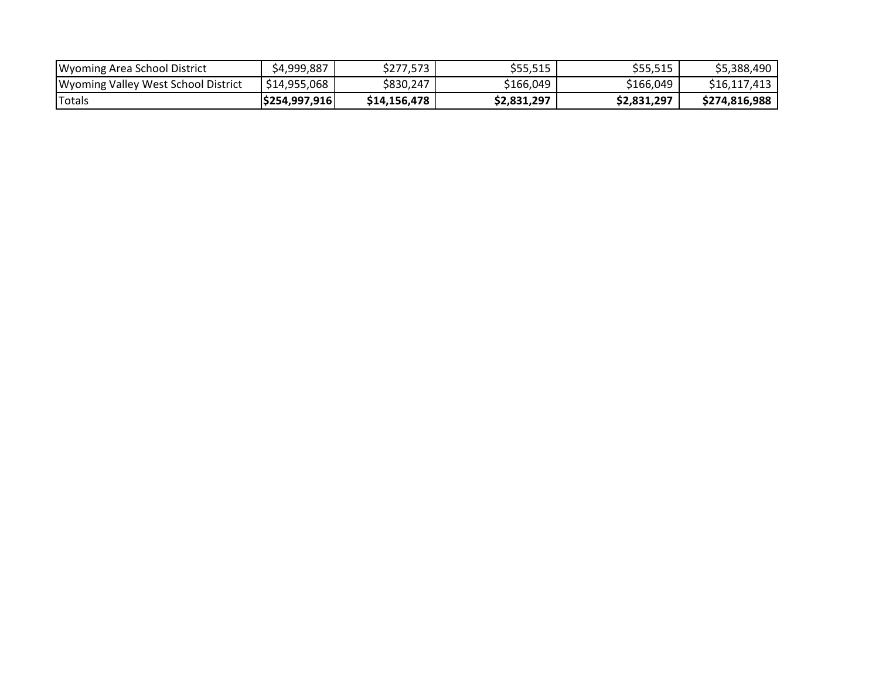| | | | | | |
|---|---|---|---|---|---|
| Wyoming Area School District | $4,999,887 | $277,573 | $55,515 | $55,515 | $5,388,490 |
| Wyoming Valley West School District | $14,955,068 | $830,247 | $166,049 | $166,049 | $16,117,413 |
| Totals | **$254,997,916** | **$14,156,478** | **$2,831,297** | **$2,831,297** | **$274,816,988** |